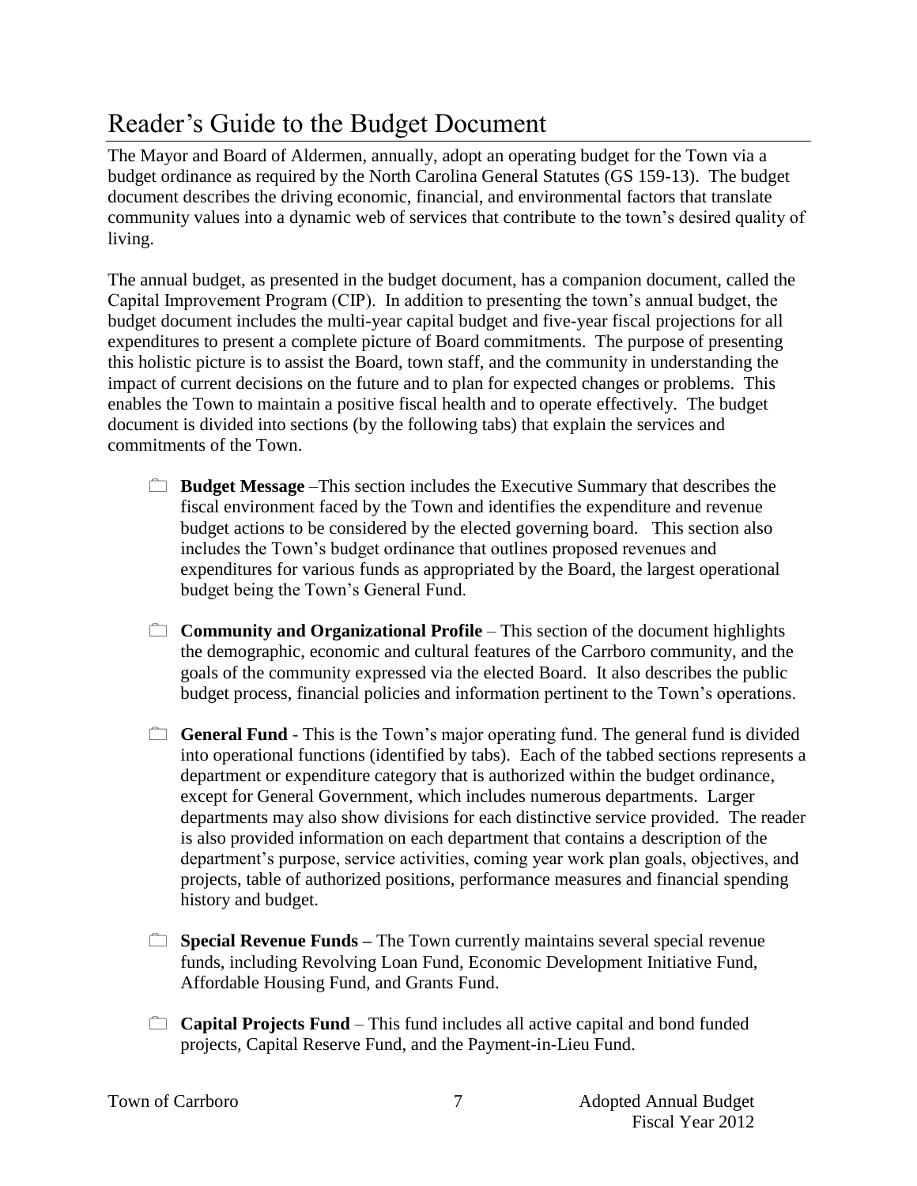# Reader's Guide to the Budget Document

The Mayor and Board of Aldermen, annually, adopt an operating budget for the Town via a budget ordinance as required by the North Carolina General Statutes (GS 159-13). The budget document describes the driving economic, financial, and environmental factors that translate community values into a dynamic web of services that contribute to the town's desired quality of living.

The annual budget, as presented in the budget document, has a companion document, called the Capital Improvement Program (CIP). In addition to presenting the town's annual budget, the budget document includes the multi-year capital budget and five-year fiscal projections for all expenditures to present a complete picture of Board commitments. The purpose of presenting this holistic picture is to assist the Board, town staff, and the community in understanding the impact of current decisions on the future and to plan for expected changes or problems. This enables the Town to maintain a positive fiscal health and to operate effectively. The budget document is divided into sections (by the following tabs) that explain the services and commitments of the Town.

- **Budget Message** –This section includes the Executive Summary that describes the fiscal environment faced by the Town and identifies the expenditure and revenue budget actions to be considered by the elected governing board. This section also includes the Town's budget ordinance that outlines proposed revenues and expenditures for various funds as appropriated by the Board, the largest operational budget being the Town's General Fund.

- **Community and Organizational Profile** – This section of the document highlights the demographic, economic and cultural features of the Carrboro community, and the goals of the community expressed via the elected Board. It also describes the public budget process, financial policies and information pertinent to the Town's operations.

- **General Fund** - This is the Town's major operating fund. The general fund is divided into operational functions (identified by tabs). Each of the tabbed sections represents a department or expenditure category that is authorized within the budget ordinance, except for General Government, which includes numerous departments. Larger departments may also show divisions for each distinctive service provided. The reader is also provided information on each department that contains a description of the department's purpose, service activities, coming year work plan goals, objectives, and projects, table of authorized positions, performance measures and financial spending history and budget.

- **Special Revenue Funds –** The Town currently maintains several special revenue funds, including Revolving Loan Fund, Economic Development Initiative Fund, Affordable Housing Fund, and Grants Fund.

- **Capital Projects Fund** – This fund includes all active capital and bond funded projects, Capital Reserve Fund, and the Payment-in-Lieu Fund.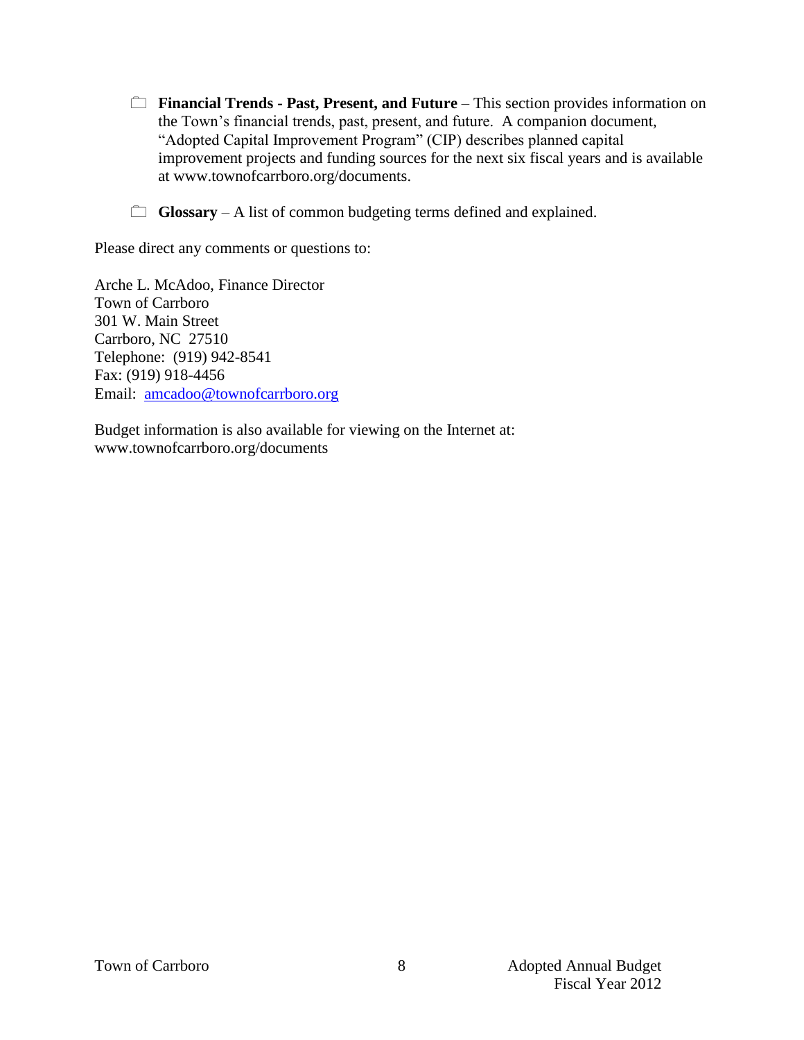- **Financial Trends - Past, Present, and Future** – This section provides information on the Town's financial trends, past, present, and future. A companion document, "Adopted Capital Improvement Program" (CIP) describes planned capital improvement projects and funding sources for the next six fiscal years and is available at www.townofcarrboro.org/documents.

- **Glossary** – A list of common budgeting terms defined and explained.

Please direct any comments or questions to:

Arche L. McAdoo, Finance Director
Town of Carrboro
301 W. Main Street
Carrboro, NC 27510
Telephone: (919) 942-8541
Fax: (919) 918-4456
Email: amcadoo@townofcarrboro.org

Budget information is also available for viewing on the Internet at:
www.townofcarrboro.org/documents